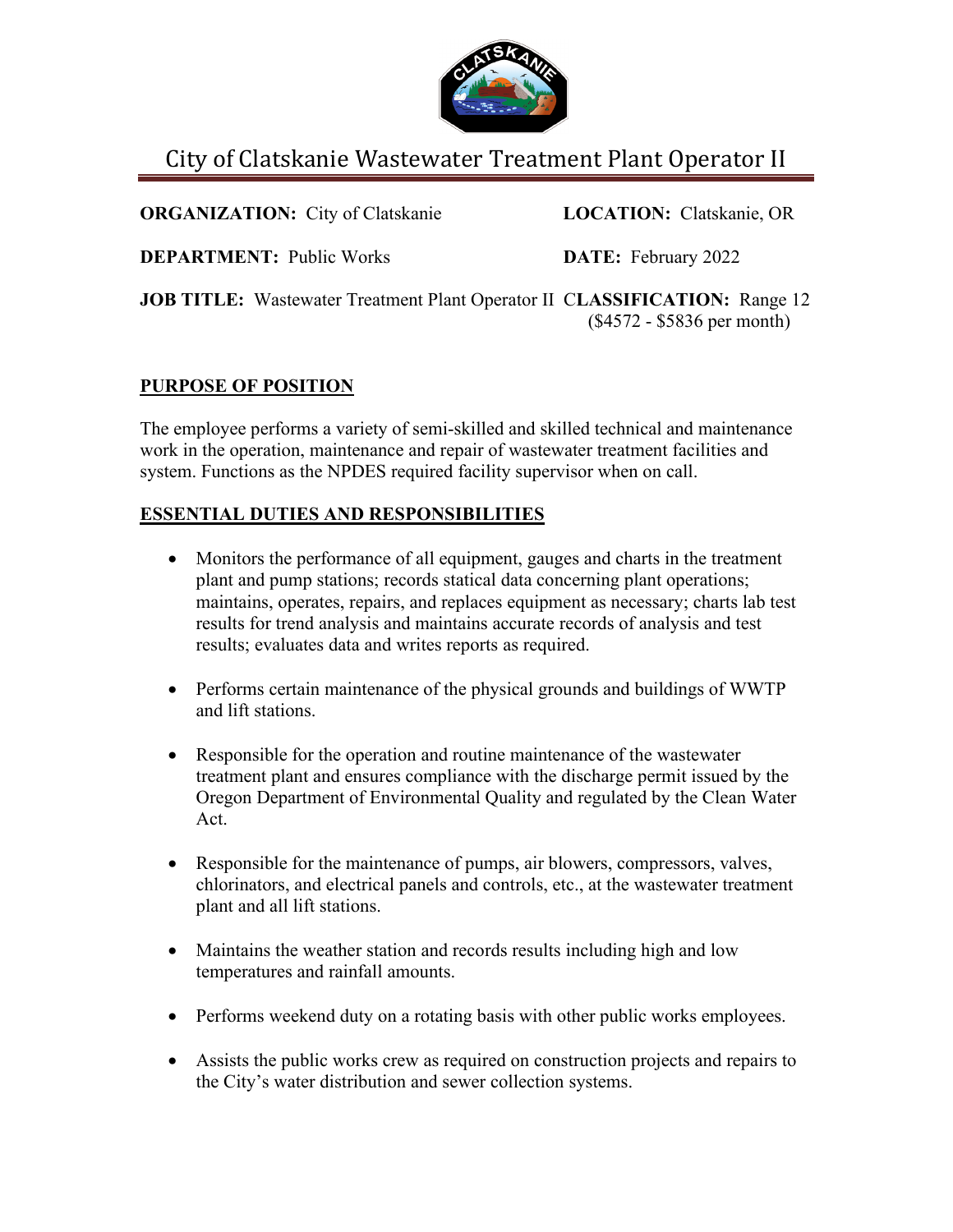# City of Clatskanie Wastewater Treatment Plant Operator II

**ORGANIZATION:** City of Clatskanie **LOCATION:** Clatskanie, OR

**DEPARTMENT:** Public Works **DATE:** February 2022

**JOB TITLE:** Wastewater Treatment Plant Operator II **CLASSIFICATION:** Range 12 ($4572 - $5836 per month)

## PURPOSE OF POSITION

The employee performs a variety of semi-skilled and skilled technical and maintenance work in the operation, maintenance and repair of wastewater treatment facilities and system. Functions as the NPDES required facility supervisor when on call.

## ESSENTIAL DUTIES AND RESPONSIBILITIES

- Monitors the performance of all equipment, gauges and charts in the treatment plant and pump stations; records statical data concerning plant operations; maintains, operates, repairs, and replaces equipment as necessary; charts lab test results for trend analysis and maintains accurate records of analysis and test results; evaluates data and writes reports as required.
- Performs certain maintenance of the physical grounds and buildings of WWTP and lift stations.
- Responsible for the operation and routine maintenance of the wastewater treatment plant and ensures compliance with the discharge permit issued by the Oregon Department of Environmental Quality and regulated by the Clean Water Act.
- Responsible for the maintenance of pumps, air blowers, compressors, valves, chlorinators, and electrical panels and controls, etc., at the wastewater treatment plant and all lift stations.
- Maintains the weather station and records results including high and low temperatures and rainfall amounts.
- Performs weekend duty on a rotating basis with other public works employees.
- Assists the public works crew as required on construction projects and repairs to the City's water distribution and sewer collection systems.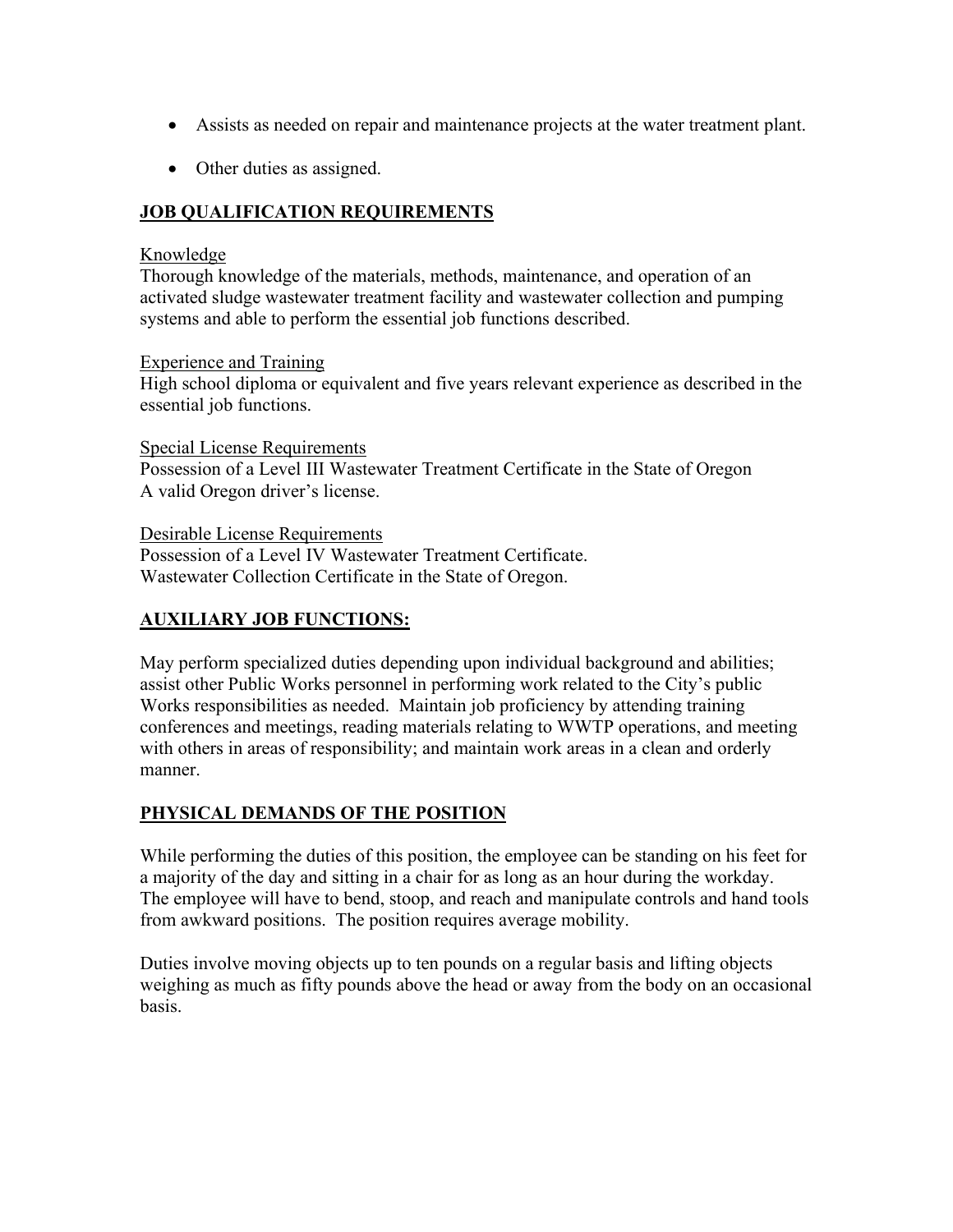- Assists as needed on repair and maintenance projects at the water treatment plant.
- Other duties as assigned.

## **JOB QUALIFICATION REQUIREMENTS**

Knowledge
Thorough knowledge of the materials, methods, maintenance, and operation of an activated sludge wastewater treatment facility and wastewater collection and pumping systems and able to perform the essential job functions described.

Experience and Training
High school diploma or equivalent and five years relevant experience as described in the essential job functions.

Special License Requirements
Possession of a Level III Wastewater Treatment Certificate in the State of Oregon
A valid Oregon driver's license.

Desirable License Requirements
Possession of a Level IV Wastewater Treatment Certificate.
Wastewater Collection Certificate in the State of Oregon.

## **AUXILIARY JOB FUNCTIONS:**

May perform specialized duties depending upon individual background and abilities; assist other Public Works personnel in performing work related to the City's public Works responsibilities as needed. Maintain job proficiency by attending training conferences and meetings, reading materials relating to WWTP operations, and meeting with others in areas of responsibility; and maintain work areas in a clean and orderly manner.

## **PHYSICAL DEMANDS OF THE POSITION**

While performing the duties of this position, the employee can be standing on his feet for a majority of the day and sitting in a chair for as long as an hour during the workday. The employee will have to bend, stoop, and reach and manipulate controls and hand tools from awkward positions. The position requires average mobility.

Duties involve moving objects up to ten pounds on a regular basis and lifting objects weighing as much as fifty pounds above the head or away from the body on an occasional basis.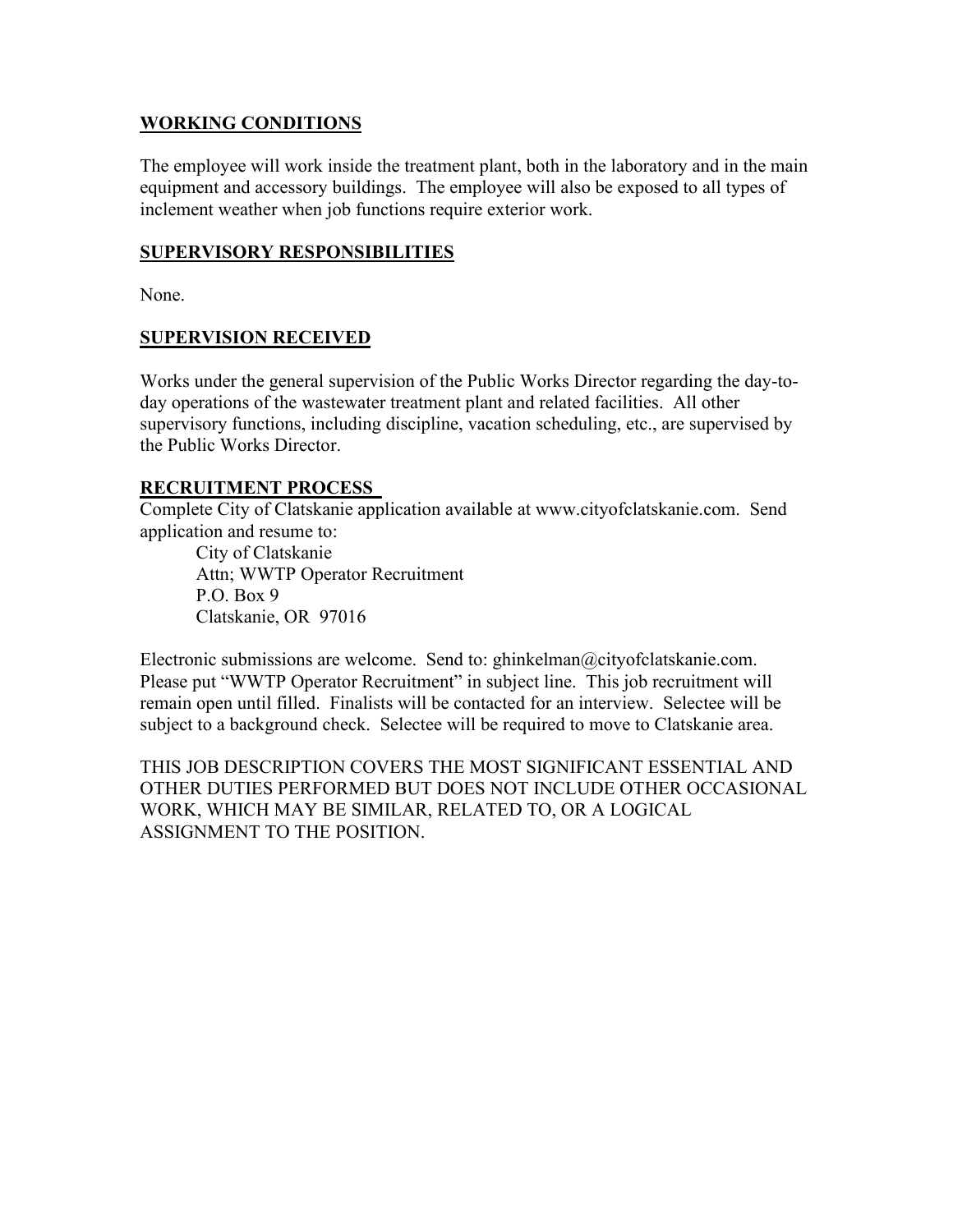## WORKING CONDITIONS

The employee will work inside the treatment plant, both in the laboratory and in the main equipment and accessory buildings. The employee will also be exposed to all types of inclement weather when job functions require exterior work.

## SUPERVISORY RESPONSIBILITIES

None.

## SUPERVISION RECEIVED

Works under the general supervision of the Public Works Director regarding the day-to-day operations of the wastewater treatment plant and related facilities. All other supervisory functions, including discipline, vacation scheduling, etc., are supervised by the Public Works Director.

## RECRUITMENT PROCESS

Complete City of Clatskanie application available at www.cityofclatskanie.com. Send application and resume to:

> City of Clatskanie
> Attn; WWTP Operator Recruitment
> P.O. Box 9
> Clatskanie, OR 97016

Electronic submissions are welcome. Send to: ghinkelman@cityofclatskanie.com. Please put "WWTP Operator Recruitment" in subject line. This job recruitment will remain open until filled. Finalists will be contacted for an interview. Selectee will be subject to a background check. Selectee will be required to move to Clatskanie area.

THIS JOB DESCRIPTION COVERS THE MOST SIGNIFICANT ESSENTIAL AND OTHER DUTIES PERFORMED BUT DOES NOT INCLUDE OTHER OCCASIONAL WORK, WHICH MAY BE SIMILAR, RELATED TO, OR A LOGICAL ASSIGNMENT TO THE POSITION.